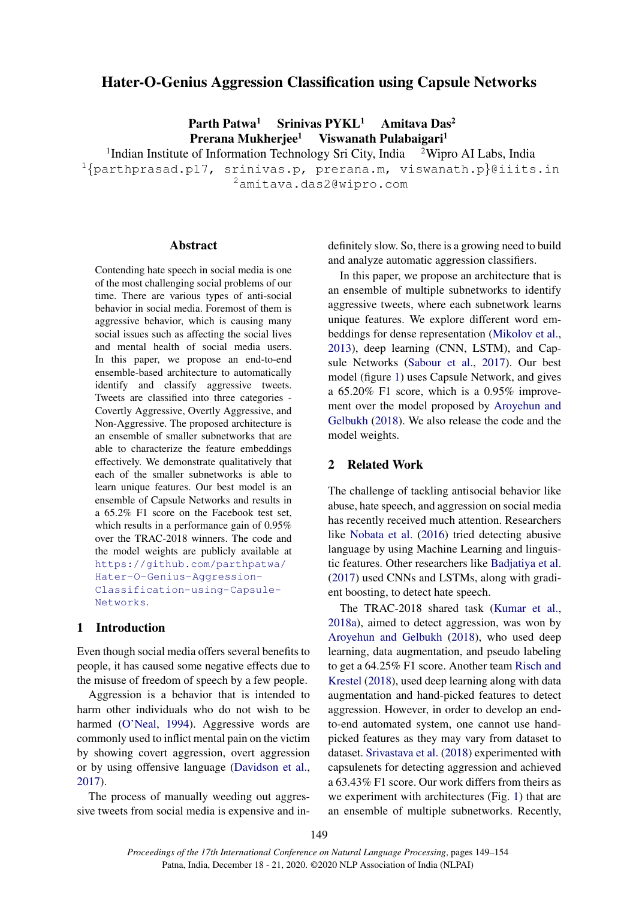# Hater-O-Genius Aggression Classification using Capsule Networks

**Parth Patwa**[1] **Srinivas PYKL**[1] **Amitava Das**[2]
**Prerana Mukherjee**[1] **Viswanath Pulabaigari**[1]

[1]Indian Institute of Information Technology Sri City, India [2]Wipro AI Labs, India
[1]{parthprasad.p17, srinivas.p, prerana.m, viswanath.p}@iiits.in
[2]amitava.das2@wipro.com

## Abstract

Contending hate speech in social media is one of the most challenging social problems of our time. There are various types of anti-social behavior in social media. Foremost of them is aggressive behavior, which is causing many social issues such as affecting the social lives and mental health of social media users. In this paper, we propose an end-to-end ensemble-based architecture to automatically identify and classify aggressive tweets. Tweets are classified into three categories - Covertly Aggressive, Overtly Aggressive, and Non-Aggressive. The proposed architecture is an ensemble of smaller subnetworks that are able to characterize the feature embeddings effectively. We demonstrate qualitatively that each of the smaller subnetworks is able to learn unique features. Our best model is an ensemble of Capsule Networks and results in a 65.2% F1 score on the Facebook test set, which results in a performance gain of 0.95% over the TRAC-2018 winners. The code and the model weights are publicly available at https://github.com/parthpatwa/Hater-O-Genius-Aggression-Classification-using-Capsule-Networks.

## 1 Introduction

Even though social media offers several benefits to people, it has caused some negative effects due to the misuse of freedom of speech by a few people.

Aggression is a behavior that is intended to harm other individuals who do not wish to be harmed (O'Neal, 1994). Aggressive words are commonly used to inflict mental pain on the victim by showing covert aggression, overt aggression or by using offensive language (Davidson et al., 2017).

The process of manually weeding out aggressive tweets from social media is expensive and indefinitely slow. So, there is a growing need to build and analyze automatic aggression classifiers.

In this paper, we propose an architecture that is an ensemble of multiple subnetworks to identify aggressive tweets, where each subnetwork learns unique features. We explore different word embeddings for dense representation (Mikolov et al., 2013), deep learning (CNN, LSTM), and Capsule Networks (Sabour et al., 2017). Our best model (figure 1) uses Capsule Network, and gives a 65.20% F1 score, which is a 0.95% improvement over the model proposed by Aroyehun and Gelbukh (2018). We also release the code and the model weights.

## 2 Related Work

The challenge of tackling antisocial behavior like abuse, hate speech, and aggression on social media has recently received much attention. Researchers like Nobata et al. (2016) tried detecting abusive language by using Machine Learning and linguistic features. Other researchers like Badjatiya et al. (2017) used CNNs and LSTMs, along with gradient boosting, to detect hate speech.

The TRAC-2018 shared task (Kumar et al., 2018a), aimed to detect aggression, was won by Aroyehun and Gelbukh (2018), who used deep learning, data augmentation, and pseudo labeling to get a 64.25% F1 score. Another team Risch and Krestel (2018), used deep learning along with data augmentation and hand-picked features to detect aggression. However, in order to develop an end-to-end automated system, one cannot use hand-picked features as they may vary from dataset to dataset. Srivastava et al. (2018) experimented with capsulenets for detecting aggression and achieved a 63.43% F1 score. Our work differs from theirs as we experiment with architectures (Fig. 1) that are an ensemble of multiple subnetworks. Recently,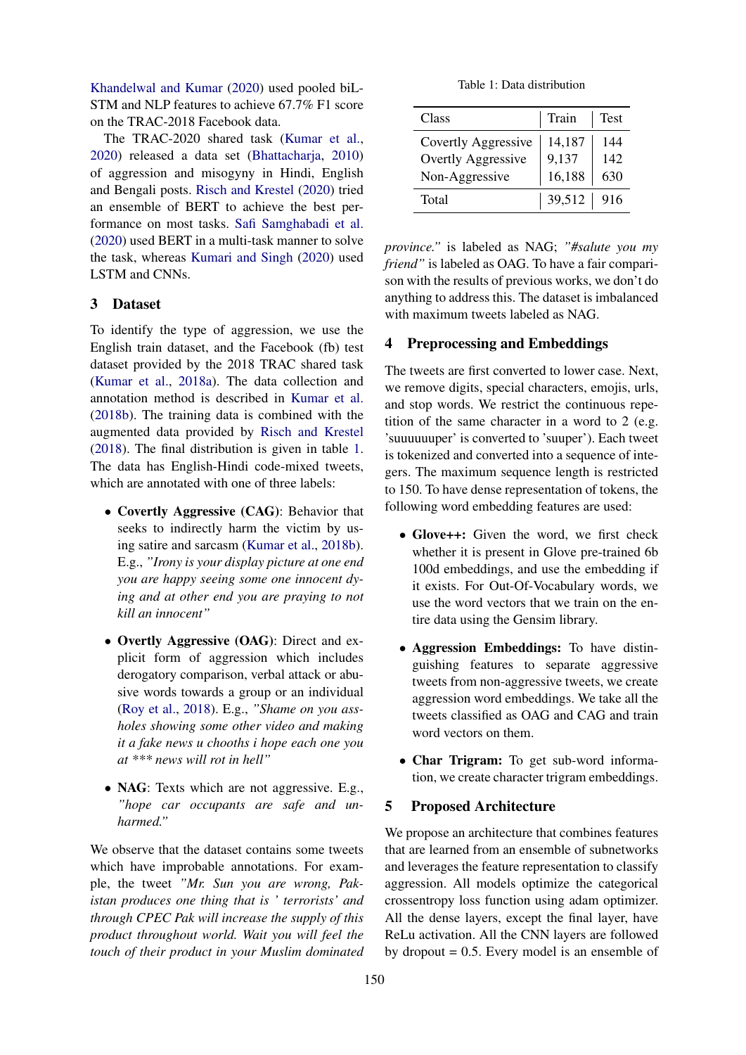Khandelwal and Kumar (2020) used pooled biLSTM and NLP features to achieve 67.7% F1 score on the TRAC-2018 Facebook data.

The TRAC-2020 shared task (Kumar et al., 2020) released a data set (Bhattacharja, 2010) of aggression and misogyny in Hindi, English and Bengali posts. Risch and Krestel (2020) tried an ensemble of BERT to achieve the best performance on most tasks. Safi Samghabadi et al. (2020) used BERT in a multi-task manner to solve the task, whereas Kumari and Singh (2020) used LSTM and CNNs.

## 3 Dataset

To identify the type of aggression, we use the English train dataset, and the Facebook (fb) test dataset provided by the 2018 TRAC shared task (Kumar et al., 2018a). The data collection and annotation method is described in Kumar et al. (2018b). The training data is combined with the augmented data provided by Risch and Krestel (2018). The final distribution is given in table 1. The data has English-Hindi code-mixed tweets, which are annotated with one of three labels:

- **Covertly Aggressive (CAG)**: Behavior that seeks to indirectly harm the victim by using satire and sarcasm (Kumar et al., 2018b). E.g., *"Irony is your display picture at one end you are happy seeing some one innocent dying and at other end you are praying to not kill an innocent"*
- **Overtly Aggressive (OAG)**: Direct and explicit form of aggression which includes derogatory comparison, verbal attack or abusive words towards a group or an individual (Roy et al., 2018). E.g., *"Shame on you assholes showing some other video and making it a fake news u chooths i hope each one you at *** news will rot in hell"*
- **NAG**: Texts which are not aggressive. E.g., *"hope car occupants are safe and unharmed."*

We observe that the dataset contains some tweets which have improbable annotations. For example, the tweet *"Mr. Sun you are wrong, Pakistan produces one thing that is ' terrorists' and through CPEC Pak will increase the supply of this product throughout world. Wait you will feel the touch of their product in your Muslim dominated province."* is labeled as NAG; *"#salute you my friend"* is labeled as OAG. To have a fair comparison with the results of previous works, we don't do anything to address this. The dataset is imbalanced with maximum tweets labeled as NAG.

Table 1: Data distribution

| Class | Train | Test |
|---|---|---|
| Covertly Aggressive | 14,187 | 144 |
| Overtly Aggressive | 9,137 | 142 |
| Non-Aggressive | 16,188 | 630 |
| Total | 39,512 | 916 |

## 4 Preprocessing and Embeddings

The tweets are first converted to lower case. Next, we remove digits, special characters, emojis, urls, and stop words. We restrict the continuous repetition of the same character in a word to 2 (e.g. 'suuuuuuper' is converted to 'suuper'). Each tweet is tokenized and converted into a sequence of integers. The maximum sequence length is restricted to 150. To have dense representation of tokens, the following word embedding features are used:

- **Glove++:** Given the word, we first check whether it is present in Glove pre-trained 6b 100d embeddings, and use the embedding if it exists. For Out-Of-Vocabulary words, we use the word vectors that we train on the entire data using the Gensim library.
- **Aggression Embeddings:** To have distinguishing features to separate aggressive tweets from non-aggressive tweets, we create aggression word embeddings. We take all the tweets classified as OAG and CAG and train word vectors on them.
- **Char Trigram:** To get sub-word information, we create character trigram embeddings.

## 5 Proposed Architecture

We propose an architecture that combines features that are learned from an ensemble of subnetworks and leverages the feature representation to classify aggression. All models optimize the categorical crossentropy loss function using adam optimizer. All the dense layers, except the final layer, have ReLu activation. All the CNN layers are followed by dropout = 0.5. Every model is an ensemble of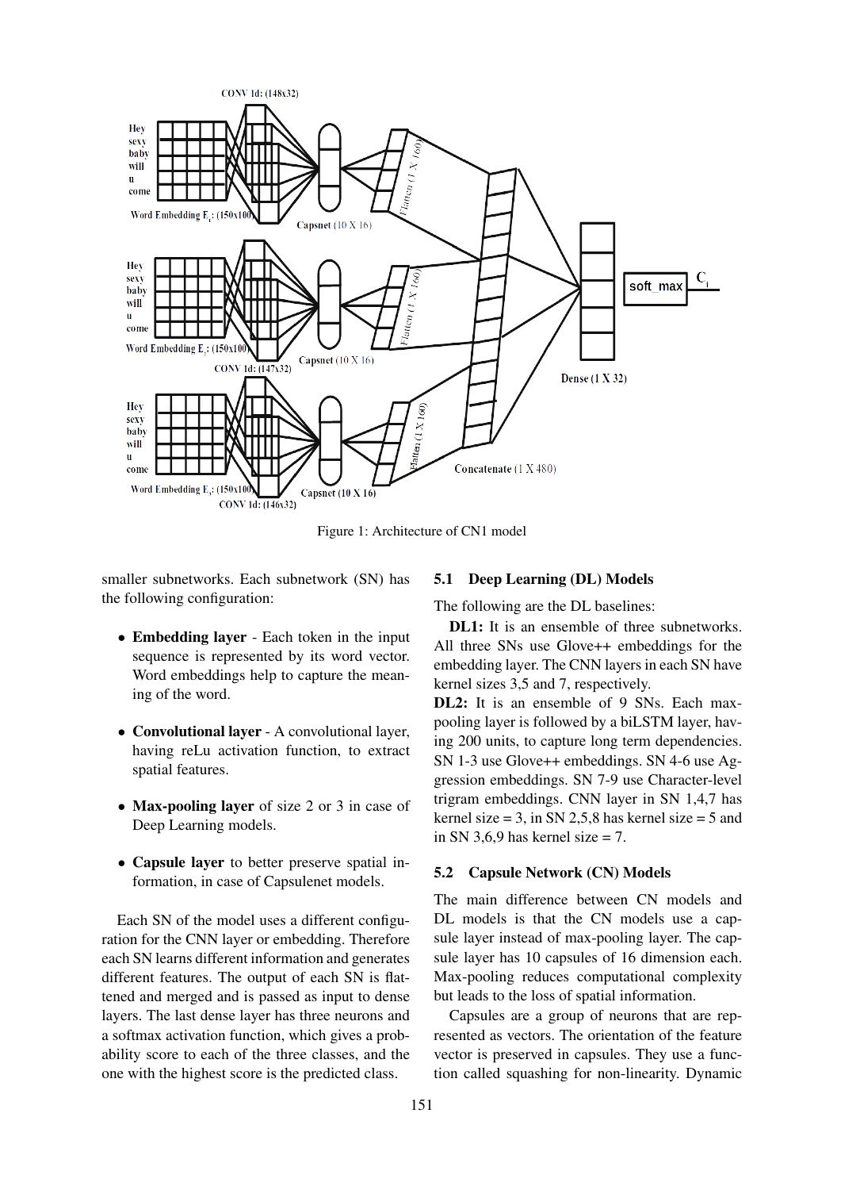Figure 1: Architecture of CN1 model

smaller subnetworks. Each subnetwork (SN) has the following configuration:

- **Embedding layer** - Each token in the input sequence is represented by its word vector. Word embeddings help to capture the meaning of the word.
- **Convolutional layer** - A convolutional layer, having reLu activation function, to extract spatial features.
- **Max-pooling layer** of size 2 or 3 in case of Deep Learning models.
- **Capsule layer** to better preserve spatial information, in case of Capsulenet models.

Each SN of the model uses a different configuration for the CNN layer or embedding. Therefore each SN learns different information and generates different features. The output of each SN is flattened and merged and is passed as input to dense layers. The last dense layer has three neurons and a softmax activation function, which gives a probability score to each of the three classes, and the one with the highest score is the predicted class.

### 5.1 Deep Learning (DL) Models

The following are the DL baselines:

**DL1:** It is an ensemble of three subnetworks. All three SNs use Glove++ embeddings for the embedding layer. The CNN layers in each SN have kernel sizes 3,5 and 7, respectively.

**DL2:** It is an ensemble of 9 SNs. Each max-pooling layer is followed by a biLSTM layer, having 200 units, to capture long term dependencies. SN 1-3 use Glove++ embeddings. SN 4-6 use Aggression embeddings. SN 7-9 use Character-level trigram embeddings. CNN layer in SN 1,4,7 has kernel size = 3, in SN 2,5,8 has kernel size = 5 and in SN 3,6,9 has kernel size = 7.

### 5.2 Capsule Network (CN) Models

The main difference between CN models and DL models is that the CN models use a capsule layer instead of max-pooling layer. The capsule layer has 10 capsules of 16 dimension each. Max-pooling reduces computational complexity but leads to the loss of spatial information.

Capsules are a group of neurons that are represented as vectors. The orientation of the feature vector is preserved in capsules. They use a function called squashing for non-linearity. Dynamic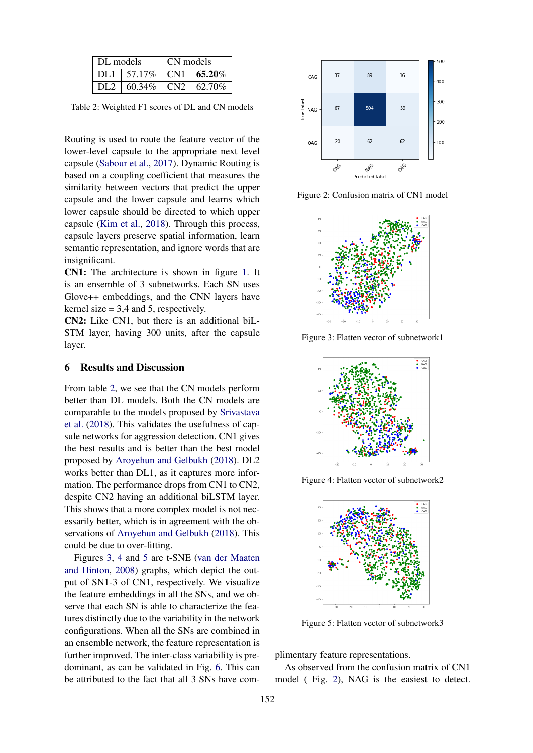| DL models | | CN models | |
|---|---|---|---|
| DL1 | 57.17% | CN1 | **65.20%** |
| DL2 | 60.34% | CN2 | 62.70% |

Table 2: Weighted F1 scores of DL and CN models

Routing is used to route the feature vector of the lower-level capsule to the appropriate next level capsule (Sabour et al., 2017). Dynamic Routing is based on a coupling coefficient that measures the similarity between vectors that predict the upper capsule and the lower capsule and learns which lower capsule should be directed to which upper capsule (Kim et al., 2018). Through this process, capsule layers preserve spatial information, learn semantic representation, and ignore words that are insignificant.

**CN1:** The architecture is shown in figure 1. It is an ensemble of 3 subnetworks. Each SN uses Glove++ embeddings, and the CNN layers have kernel size = 3,4 and 5, respectively.

**CN2:** Like CN1, but there is an additional biLSTM layer, having 300 units, after the capsule layer.

## 6 Results and Discussion

From table 2, we see that the CN models perform better than DL models. Both the CN models are comparable to the models proposed by Srivastava et al. (2018). This validates the usefulness of capsule networks for aggression detection. CN1 gives the best results and is better than the best model proposed by Aroyehun and Gelbukh (2018). DL2 works better than DL1, as it captures more information. The performance drops from CN1 to CN2, despite CN2 having an additional biLSTM layer. This shows that a more complex model is not necessarily better, which is in agreement with the observations of Aroyehun and Gelbukh (2018). This could be due to over-fitting.

Figures 3, 4 and 5 are t-SNE (van der Maaten and Hinton, 2008) graphs, which depict the output of SN1-3 of CN1, respectively. We visualize the feature embeddings in all the SNs, and we observe that each SN is able to characterize the features distinctly due to the variability in the network configurations. When all the SNs are combined in an ensemble network, the feature representation is further improved. The inter-class variability is predominant, as can be validated in Fig. 6. This can be attributed to the fact that all 3 SNs have complimentary feature representations.

As observed from the confusion matrix of CN1 model ( Fig. 2), NAG is the easiest to detect.

Figure 2: Confusion matrix of CN1 model

Figure 3: Flatten vector of subnetwork1

Figure 4: Flatten vector of subnetwork2

Figure 5: Flatten vector of subnetwork3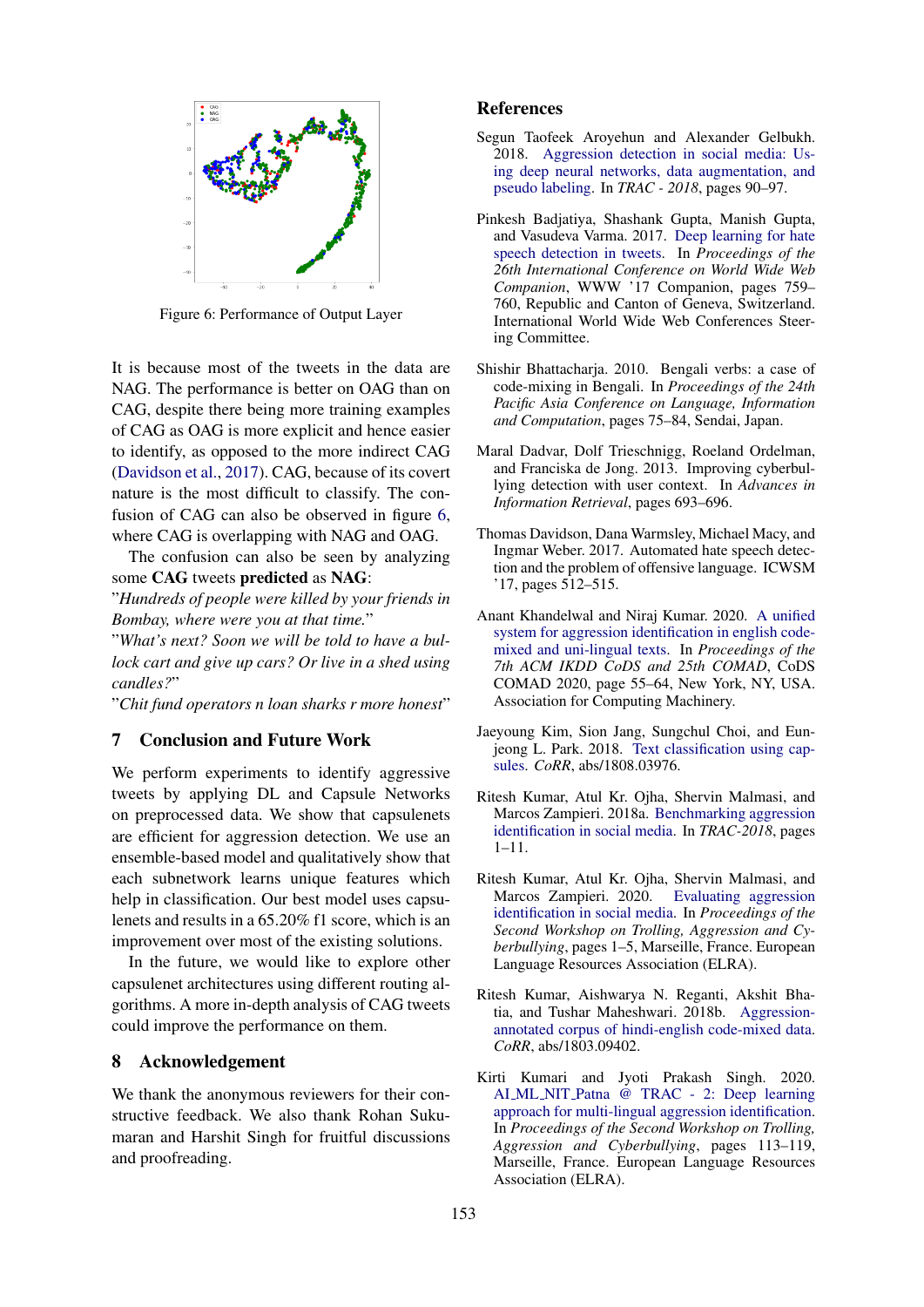Figure 6: Performance of Output Layer

It is because most of the tweets in the data are NAG. The performance is better on OAG than on CAG, despite there being more training examples of CAG as OAG is more explicit and hence easier to identify, as opposed to the more indirect CAG (Davidson et al., 2017). CAG, because of its covert nature is the most difficult to classify. The confusion of CAG can also be observed in figure 6, where CAG is overlapping with NAG and OAG.

The confusion can also be seen by analyzing some **CAG** tweets **predicted** as **NAG**:

"*Hundreds of people were killed by your friends in Bombay, where were you at that time.*"

"*What's next? Soon we will be told to have a bullock cart and give up cars? Or live in a shed using candles?*"

"*Chit fund operators n loan sharks r more honest*"

## 7 Conclusion and Future Work

We perform experiments to identify aggressive tweets by applying DL and Capsule Networks on preprocessed data. We show that capsulenets are efficient for aggression detection. We use an ensemble-based model and qualitatively show that each subnetwork learns unique features which help in classification. Our best model uses capsulenets and results in a 65.20% f1 score, which is an improvement over most of the existing solutions.

In the future, we would like to explore other capsulenet architectures using different routing algorithms. A more in-depth analysis of CAG tweets could improve the performance on them.

## 8 Acknowledgement

We thank the anonymous reviewers for their constructive feedback. We also thank Rohan Sukumaran and Harshit Singh for fruitful discussions and proofreading.

## References

Segun Taofeek Aroyehun and Alexander Gelbukh. 2018. Aggression detection in social media: Using deep neural networks, data augmentation, and pseudo labeling. In *TRAC - 2018*, pages 90–97.

Pinkesh Badjatiya, Shashank Gupta, Manish Gupta, and Vasudeva Varma. 2017. Deep learning for hate speech detection in tweets. In *Proceedings of the 26th International Conference on World Wide Web Companion*, WWW '17 Companion, pages 759–760, Republic and Canton of Geneva, Switzerland. International World Wide Web Conferences Steering Committee.

Shishir Bhattacharja. 2010. Bengali verbs: a case of code-mixing in Bengali. In *Proceedings of the 24th Pacific Asia Conference on Language, Information and Computation*, pages 75–84, Sendai, Japan.

Maral Dadvar, Dolf Trieschnigg, Roeland Ordelman, and Franciska de Jong. 2013. Improving cyberbullying detection with user context. In *Advances in Information Retrieval*, pages 693–696.

Thomas Davidson, Dana Warmsley, Michael Macy, and Ingmar Weber. 2017. Automated hate speech detection and the problem of offensive language. ICWSM '17, pages 512–515.

Anant Khandelwal and Niraj Kumar. 2020. A unified system for aggression identification in english code-mixed and uni-lingual texts. In *Proceedings of the 7th ACM IKDD CoDS and 25th COMAD*, CoDS COMAD 2020, page 55–64, New York, NY, USA. Association for Computing Machinery.

Jaeyoung Kim, Sion Jang, Sungchul Choi, and Eunjeong L. Park. 2018. Text classification using capsules. *CoRR*, abs/1808.03976.

Ritesh Kumar, Atul Kr. Ojha, Shervin Malmasi, and Marcos Zampieri. 2018a. Benchmarking aggression identification in social media. In *TRAC-2018*, pages 1–11.

Ritesh Kumar, Atul Kr. Ojha, Shervin Malmasi, and Marcos Zampieri. 2020. Evaluating aggression identification in social media. In *Proceedings of the Second Workshop on Trolling, Aggression and Cyberbullying*, pages 1–5, Marseille, France. European Language Resources Association (ELRA).

Ritesh Kumar, Aishwarya N. Reganti, Akshit Bhatia, and Tushar Maheshwari. 2018b. Aggression-annotated corpus of hindi-english code-mixed data. *CoRR*, abs/1803.09402.

Kirti Kumari and Jyoti Prakash Singh. 2020. AI_ML_NIT_Patna @ TRAC - 2: Deep learning approach for multi-lingual aggression identification. In *Proceedings of the Second Workshop on Trolling, Aggression and Cyberbullying*, pages 113–119, Marseille, France. European Language Resources Association (ELRA).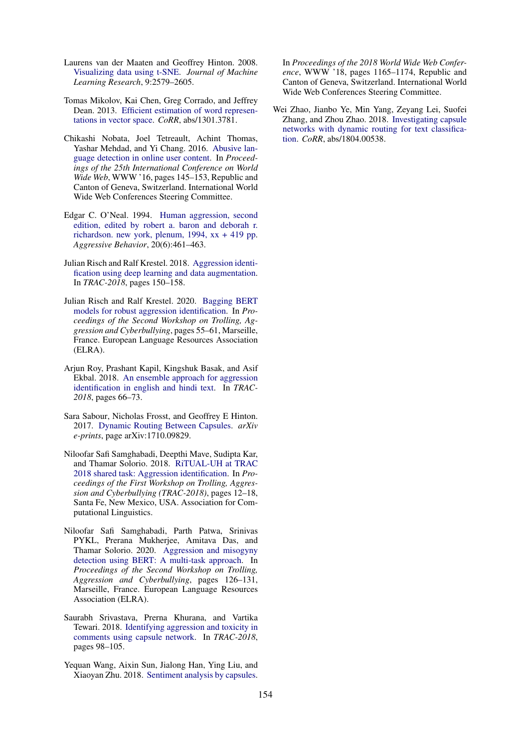Laurens van der Maaten and Geoffrey Hinton. 2008. Visualizing data using t-SNE. *Journal of Machine Learning Research*, 9:2579–2605.

Tomas Mikolov, Kai Chen, Greg Corrado, and Jeffrey Dean. 2013. Efficient estimation of word representations in vector space. *CoRR*, abs/1301.3781.

Chikashi Nobata, Joel Tetreault, Achint Thomas, Yashar Mehdad, and Yi Chang. 2016. Abusive language detection in online user content. In *Proceedings of the 25th International Conference on World Wide Web*, WWW '16, pages 145–153, Republic and Canton of Geneva, Switzerland. International World Wide Web Conferences Steering Committee.

Edgar C. O'Neal. 1994. Human aggression, second edition, edited by robert a. baron and deborah r. richardson. new york, plenum, 1994, xx + 419 pp. *Aggressive Behavior*, 20(6):461–463.

Julian Risch and Ralf Krestel. 2018. Aggression identification using deep learning and data augmentation. In *TRAC-2018*, pages 150–158.

Julian Risch and Ralf Krestel. 2020. Bagging BERT models for robust aggression identification. In *Proceedings of the Second Workshop on Trolling, Aggression and Cyberbullying*, pages 55–61, Marseille, France. European Language Resources Association (ELRA).

Arjun Roy, Prashant Kapil, Kingshuk Basak, and Asif Ekbal. 2018. An ensemble approach for aggression identification in english and hindi text. In *TRAC-2018*, pages 66–73.

Sara Sabour, Nicholas Frosst, and Geoffrey E Hinton. 2017. Dynamic Routing Between Capsules. *arXiv e-prints*, page arXiv:1710.09829.

Niloofar Safi Samghabadi, Deepthi Mave, Sudipta Kar, and Thamar Solorio. 2018. RiTUAL-UH at TRAC 2018 shared task: Aggression identification. In *Proceedings of the First Workshop on Trolling, Aggression and Cyberbullying (TRAC-2018)*, pages 12–18, Santa Fe, New Mexico, USA. Association for Computational Linguistics.

Niloofar Safi Samghabadi, Parth Patwa, Srinivas PYKL, Prerana Mukherjee, Amitava Das, and Thamar Solorio. 2020. Aggression and misogyny detection using BERT: A multi-task approach. In *Proceedings of the Second Workshop on Trolling, Aggression and Cyberbullying*, pages 126–131, Marseille, France. European Language Resources Association (ELRA).

Saurabh Srivastava, Prerna Khurana, and Vartika Tewari. 2018. Identifying aggression and toxicity in comments using capsule network. In *TRAC-2018*, pages 98–105.

Yequan Wang, Aixin Sun, Jialong Han, Ying Liu, and Xiaoyan Zhu. 2018. Sentiment analysis by capsules. In *Proceedings of the 2018 World Wide Web Conference*, WWW '18, pages 1165–1174, Republic and Canton of Geneva, Switzerland. International World Wide Web Conferences Steering Committee.

Wei Zhao, Jianbo Ye, Min Yang, Zeyang Lei, Suofei Zhang, and Zhou Zhao. 2018. Investigating capsule networks with dynamic routing for text classification. *CoRR*, abs/1804.00538.